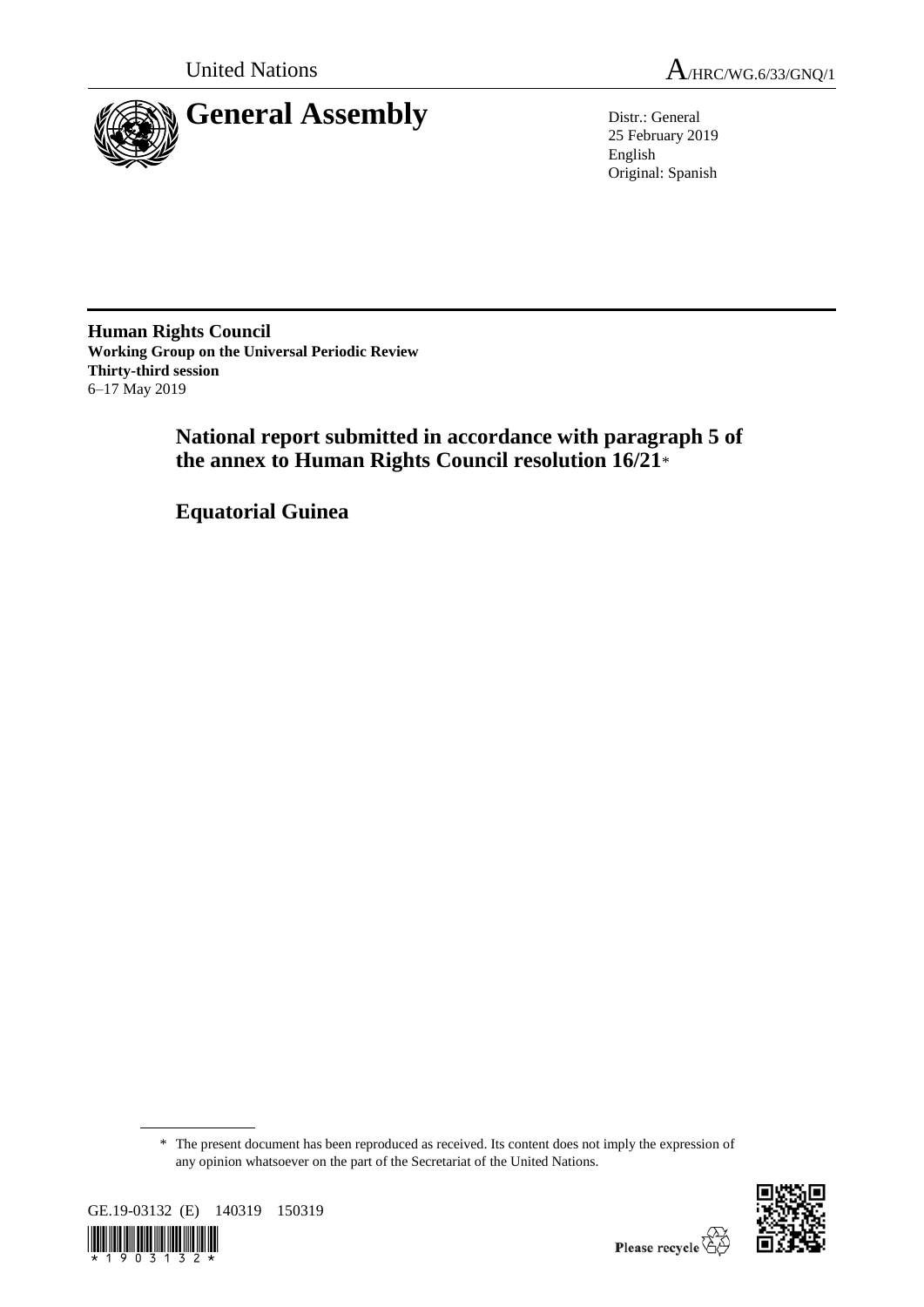United Nations

A/HRC/WG.6/33/GNQ/1

# General Assembly

Distr.: General
25 February 2019
English
Original: Spanish

**Human Rights Council**
**Working Group on the Universal Periodic Review**
**Thirty-third session**
6–17 May 2019

## National report submitted in accordance with paragraph 5 of the annex to Human Rights Council resolution 16/21*

## Equatorial Guinea

\* The present document has been reproduced as received. Its content does not imply the expression of any opinion whatsoever on the part of the Secretariat of the United Nations.

GE.19-03132 (E) 140319 150319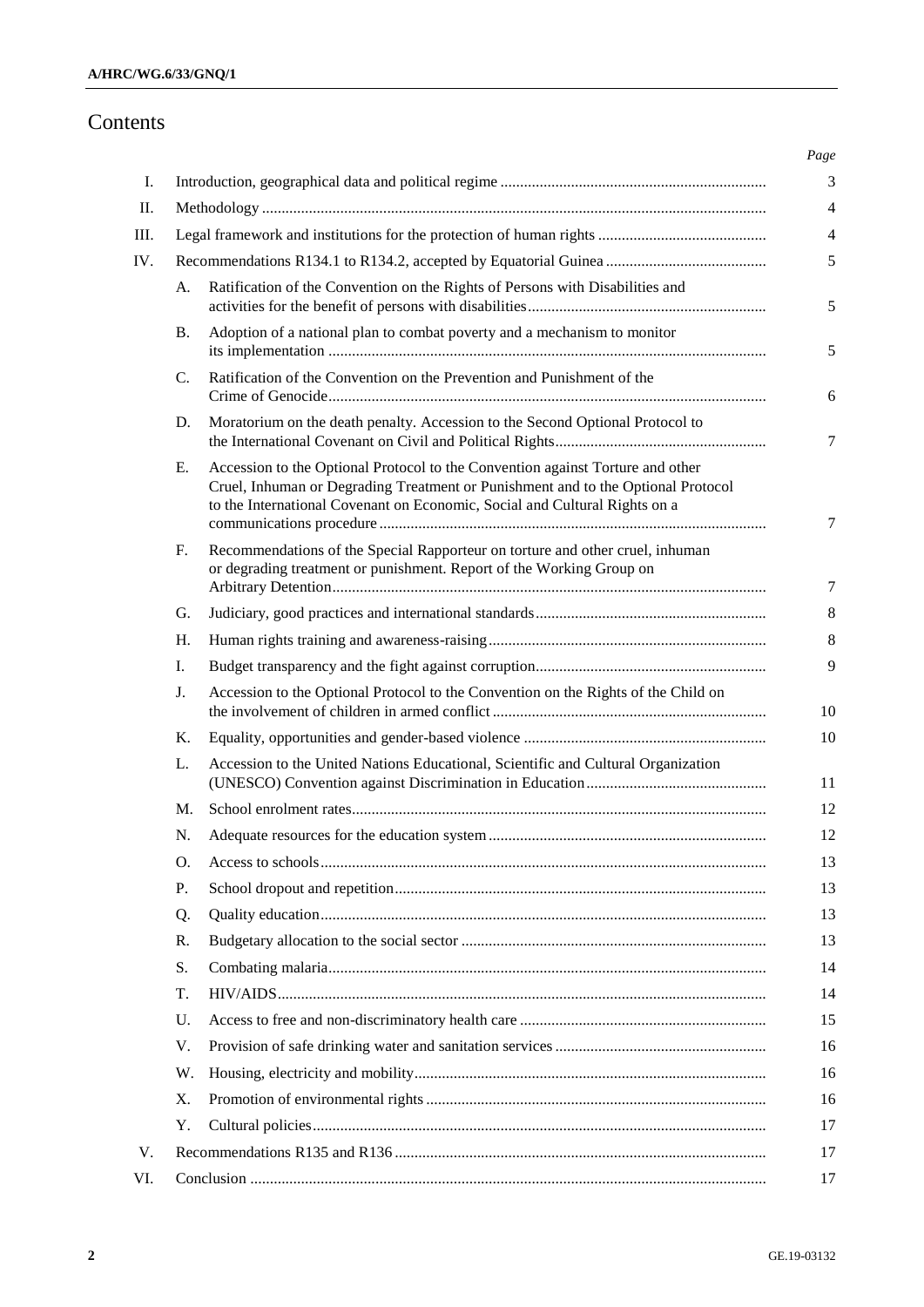# Contents

| | | | Page |
|---|---|---|---|
| I. | | Introduction, geographical data and political regime | 3 |
| II. | | Methodology | 4 |
| III. | | Legal framework and institutions for the protection of human rights | 4 |
| IV. | | Recommendations R134.1 to R134.2, accepted by Equatorial Guinea | 5 |
| | A. | Ratification of the Convention on the Rights of Persons with Disabilities and activities for the benefit of persons with disabilities | 5 |
| | B. | Adoption of a national plan to combat poverty and a mechanism to monitor its implementation | 5 |
| | C. | Ratification of the Convention on the Prevention and Punishment of the Crime of Genocide | 6 |
| | D. | Moratorium on the death penalty. Accession to the Second Optional Protocol to the International Covenant on Civil and Political Rights | 7 |
| | E. | Accession to the Optional Protocol to the Convention against Torture and other Cruel, Inhuman or Degrading Treatment or Punishment and to the Optional Protocol to the International Covenant on Economic, Social and Cultural Rights on a communications procedure | 7 |
| | F. | Recommendations of the Special Rapporteur on torture and other cruel, inhuman or degrading treatment or punishment. Report of the Working Group on Arbitrary Detention | 7 |
| | G. | Judiciary, good practices and international standards | 8 |
| | H. | Human rights training and awareness-raising | 8 |
| | I. | Budget transparency and the fight against corruption | 9 |
| | J. | Accession to the Optional Protocol to the Convention on the Rights of the Child on the involvement of children in armed conflict | 10 |
| | K. | Equality, opportunities and gender-based violence | 10 |
| | L. | Accession to the United Nations Educational, Scientific and Cultural Organization (UNESCO) Convention against Discrimination in Education | 11 |
| | M. | School enrolment rates | 12 |
| | N. | Adequate resources for the education system | 12 |
| | O. | Access to schools | 13 |
| | P. | School dropout and repetition | 13 |
| | Q. | Quality education | 13 |
| | R. | Budgetary allocation to the social sector | 13 |
| | S. | Combating malaria | 14 |
| | T. | HIV/AIDS | 14 |
| | U. | Access to free and non-discriminatory health care | 15 |
| | V. | Provision of safe drinking water and sanitation services | 16 |
| | W. | Housing, electricity and mobility | 16 |
| | X. | Promotion of environmental rights | 16 |
| | Y. | Cultural policies | 17 |
| V. | | Recommendations R135 and R136 | 17 |
| VI. | | Conclusion | 17 |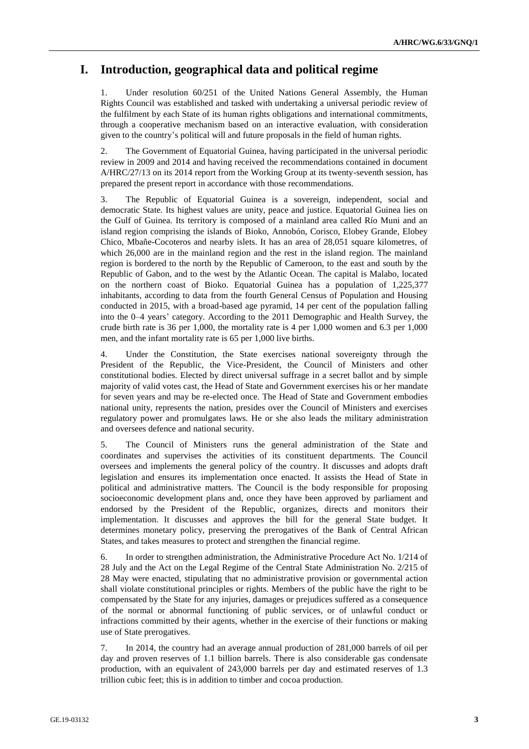# I. Introduction, geographical data and political regime

1. Under resolution 60/251 of the United Nations General Assembly, the Human Rights Council was established and tasked with undertaking a universal periodic review of the fulfilment by each State of its human rights obligations and international commitments, through a cooperative mechanism based on an interactive evaluation, with consideration given to the country's political will and future proposals in the field of human rights.

2. The Government of Equatorial Guinea, having participated in the universal periodic review in 2009 and 2014 and having received the recommendations contained in document A/HRC/27/13 on its 2014 report from the Working Group at its twenty-seventh session, has prepared the present report in accordance with those recommendations.

3. The Republic of Equatorial Guinea is a sovereign, independent, social and democratic State. Its highest values are unity, peace and justice. Equatorial Guinea lies on the Gulf of Guinea. Its territory is composed of a mainland area called Río Muni and an island region comprising the islands of Bioko, Annobón, Corisco, Elobey Grande, Elobey Chico, Mbañe-Cocoteros and nearby islets. It has an area of 28,051 square kilometres, of which 26,000 are in the mainland region and the rest in the island region. The mainland region is bordered to the north by the Republic of Cameroon, to the east and south by the Republic of Gabon, and to the west by the Atlantic Ocean. The capital is Malabo, located on the northern coast of Bioko. Equatorial Guinea has a population of 1,225,377 inhabitants, according to data from the fourth General Census of Population and Housing conducted in 2015, with a broad-based age pyramid, 14 per cent of the population falling into the 0–4 years' category. According to the 2011 Demographic and Health Survey, the crude birth rate is 36 per 1,000, the mortality rate is 4 per 1,000 women and 6.3 per 1,000 men, and the infant mortality rate is 65 per 1,000 live births.

4. Under the Constitution, the State exercises national sovereignty through the President of the Republic, the Vice-President, the Council of Ministers and other constitutional bodies. Elected by direct universal suffrage in a secret ballot and by simple majority of valid votes cast, the Head of State and Government exercises his or her mandate for seven years and may be re-elected once. The Head of State and Government embodies national unity, represents the nation, presides over the Council of Ministers and exercises regulatory power and promulgates laws. He or she also leads the military administration and oversees defence and national security.

5. The Council of Ministers runs the general administration of the State and coordinates and supervises the activities of its constituent departments. The Council oversees and implements the general policy of the country. It discusses and adopts draft legislation and ensures its implementation once enacted. It assists the Head of State in political and administrative matters. The Council is the body responsible for proposing socioeconomic development plans and, once they have been approved by parliament and endorsed by the President of the Republic, organizes, directs and monitors their implementation. It discusses and approves the bill for the general State budget. It determines monetary policy, preserving the prerogatives of the Bank of Central African States, and takes measures to protect and strengthen the financial regime.

6. In order to strengthen administration, the Administrative Procedure Act No. 1/214 of 28 July and the Act on the Legal Regime of the Central State Administration No. 2/215 of 28 May were enacted, stipulating that no administrative provision or governmental action shall violate constitutional principles or rights. Members of the public have the right to be compensated by the State for any injuries, damages or prejudices suffered as a consequence of the normal or abnormal functioning of public services, or of unlawful conduct or infractions committed by their agents, whether in the exercise of their functions or making use of State prerogatives.

7. In 2014, the country had an average annual production of 281,000 barrels of oil per day and proven reserves of 1.1 billion barrels. There is also considerable gas condensate production, with an equivalent of 243,000 barrels per day and estimated reserves of 1.3 trillion cubic feet; this is in addition to timber and cocoa production.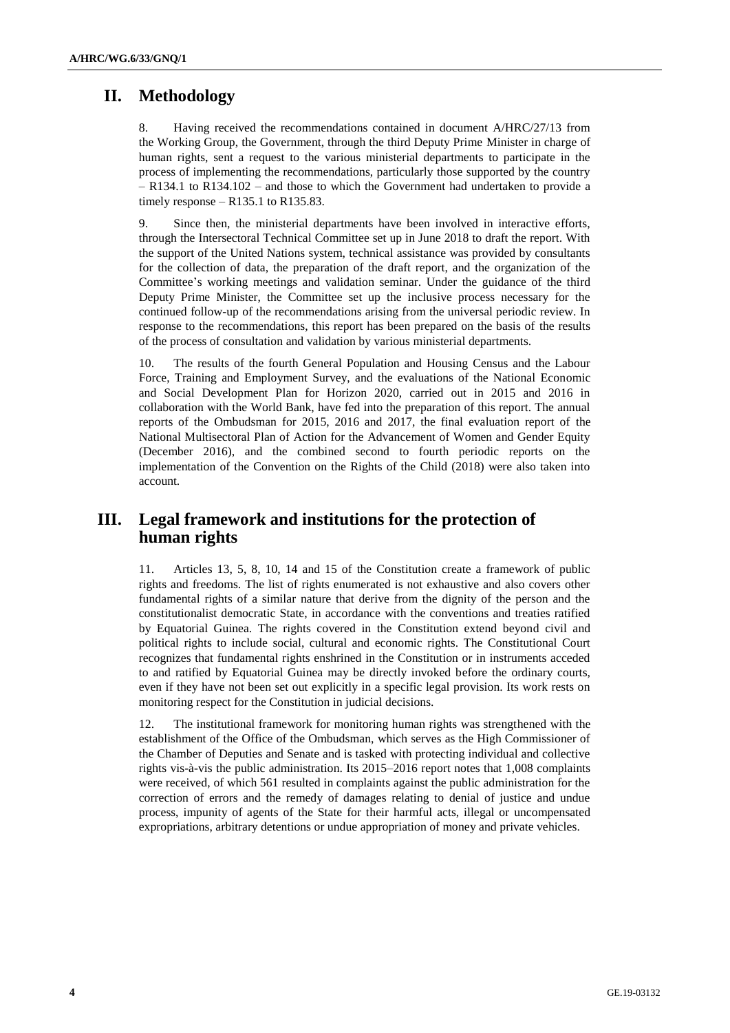## II. Methodology

8. Having received the recommendations contained in document A/HRC/27/13 from the Working Group, the Government, through the third Deputy Prime Minister in charge of human rights, sent a request to the various ministerial departments to participate in the process of implementing the recommendations, particularly those supported by the country – R134.1 to R134.102 – and those to which the Government had undertaken to provide a timely response – R135.1 to R135.83.

9. Since then, the ministerial departments have been involved in interactive efforts, through the Intersectoral Technical Committee set up in June 2018 to draft the report. With the support of the United Nations system, technical assistance was provided by consultants for the collection of data, the preparation of the draft report, and the organization of the Committee's working meetings and validation seminar. Under the guidance of the third Deputy Prime Minister, the Committee set up the inclusive process necessary for the continued follow-up of the recommendations arising from the universal periodic review. In response to the recommendations, this report has been prepared on the basis of the results of the process of consultation and validation by various ministerial departments.

10. The results of the fourth General Population and Housing Census and the Labour Force, Training and Employment Survey, and the evaluations of the National Economic and Social Development Plan for Horizon 2020, carried out in 2015 and 2016 in collaboration with the World Bank, have fed into the preparation of this report. The annual reports of the Ombudsman for 2015, 2016 and 2017, the final evaluation report of the National Multisectoral Plan of Action for the Advancement of Women and Gender Equity (December 2016), and the combined second to fourth periodic reports on the implementation of the Convention on the Rights of the Child (2018) were also taken into account.

## III. Legal framework and institutions for the protection of human rights

11. Articles 13, 5, 8, 10, 14 and 15 of the Constitution create a framework of public rights and freedoms. The list of rights enumerated is not exhaustive and also covers other fundamental rights of a similar nature that derive from the dignity of the person and the constitutionalist democratic State, in accordance with the conventions and treaties ratified by Equatorial Guinea. The rights covered in the Constitution extend beyond civil and political rights to include social, cultural and economic rights. The Constitutional Court recognizes that fundamental rights enshrined in the Constitution or in instruments acceded to and ratified by Equatorial Guinea may be directly invoked before the ordinary courts, even if they have not been set out explicitly in a specific legal provision. Its work rests on monitoring respect for the Constitution in judicial decisions.

12. The institutional framework for monitoring human rights was strengthened with the establishment of the Office of the Ombudsman, which serves as the High Commissioner of the Chamber of Deputies and Senate and is tasked with protecting individual and collective rights vis-à-vis the public administration. Its 2015–2016 report notes that 1,008 complaints were received, of which 561 resulted in complaints against the public administration for the correction of errors and the remedy of damages relating to denial of justice and undue process, impunity of agents of the State for their harmful acts, illegal or uncompensated expropriations, arbitrary detentions or undue appropriation of money and private vehicles.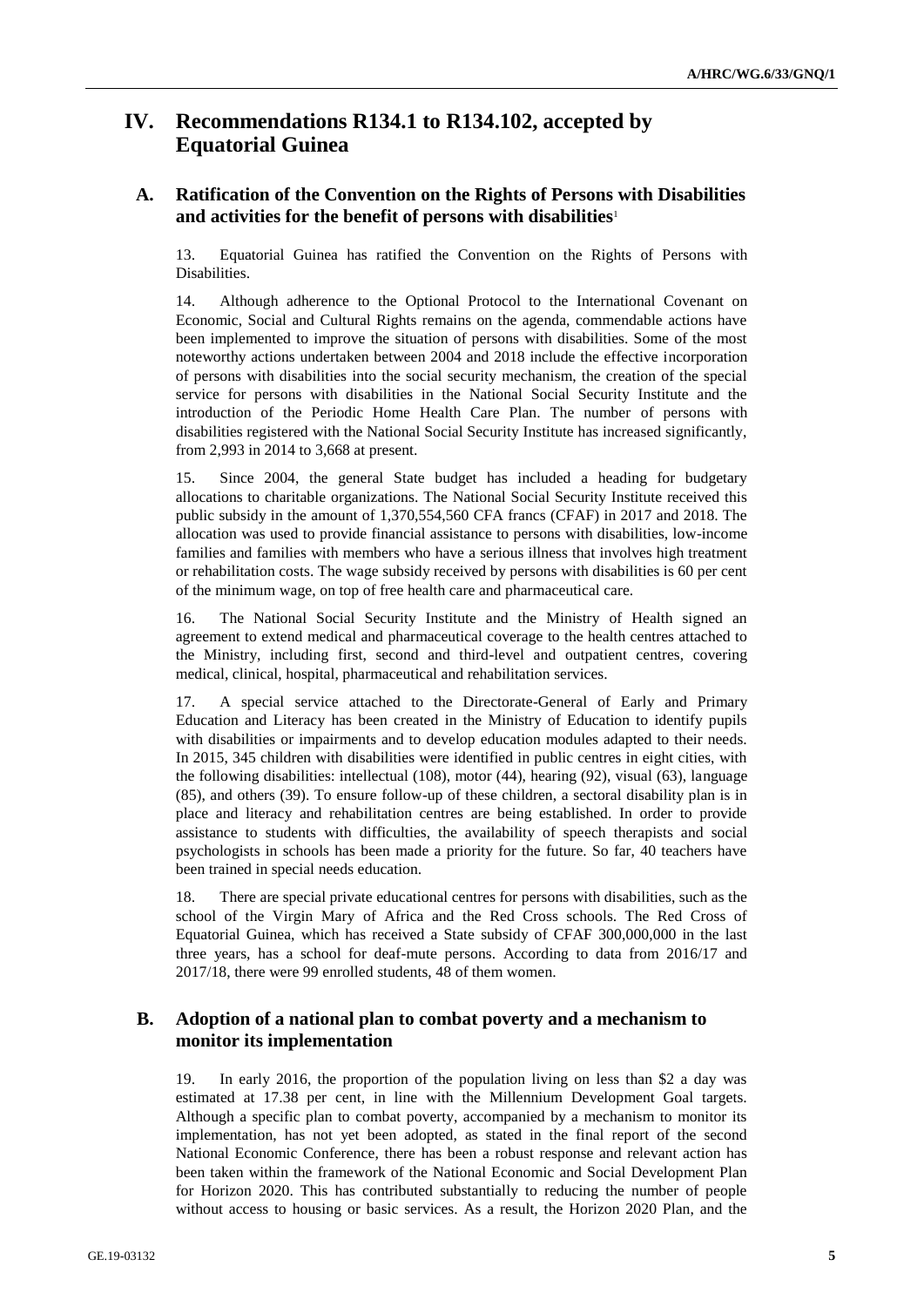# IV. Recommendations R134.1 to R134.102, accepted by Equatorial Guinea

## A. Ratification of the Convention on the Rights of Persons with Disabilities and activities for the benefit of persons with disabilities[1]

13. Equatorial Guinea has ratified the Convention on the Rights of Persons with Disabilities.

14. Although adherence to the Optional Protocol to the International Covenant on Economic, Social and Cultural Rights remains on the agenda, commendable actions have been implemented to improve the situation of persons with disabilities. Some of the most noteworthy actions undertaken between 2004 and 2018 include the effective incorporation of persons with disabilities into the social security mechanism, the creation of the special service for persons with disabilities in the National Social Security Institute and the introduction of the Periodic Home Health Care Plan. The number of persons with disabilities registered with the National Social Security Institute has increased significantly, from 2,993 in 2014 to 3,668 at present.

15. Since 2004, the general State budget has included a heading for budgetary allocations to charitable organizations. The National Social Security Institute received this public subsidy in the amount of 1,370,554,560 CFA francs (CFAF) in 2017 and 2018. The allocation was used to provide financial assistance to persons with disabilities, low-income families and families with members who have a serious illness that involves high treatment or rehabilitation costs. The wage subsidy received by persons with disabilities is 60 per cent of the minimum wage, on top of free health care and pharmaceutical care.

16. The National Social Security Institute and the Ministry of Health signed an agreement to extend medical and pharmaceutical coverage to the health centres attached to the Ministry, including first, second and third-level and outpatient centres, covering medical, clinical, hospital, pharmaceutical and rehabilitation services.

17. A special service attached to the Directorate-General of Early and Primary Education and Literacy has been created in the Ministry of Education to identify pupils with disabilities or impairments and to develop education modules adapted to their needs. In 2015, 345 children with disabilities were identified in public centres in eight cities, with the following disabilities: intellectual (108), motor (44), hearing (92), visual (63), language (85), and others (39). To ensure follow-up of these children, a sectoral disability plan is in place and literacy and rehabilitation centres are being established. In order to provide assistance to students with difficulties, the availability of speech therapists and social psychologists in schools has been made a priority for the future. So far, 40 teachers have been trained in special needs education.

18. There are special private educational centres for persons with disabilities, such as the school of the Virgin Mary of Africa and the Red Cross schools. The Red Cross of Equatorial Guinea, which has received a State subsidy of CFAF 300,000,000 in the last three years, has a school for deaf-mute persons. According to data from 2016/17 and 2017/18, there were 99 enrolled students, 48 of them women.

## B. Adoption of a national plan to combat poverty and a mechanism to monitor its implementation

19. In early 2016, the proportion of the population living on less than $2 a day was estimated at 17.38 per cent, in line with the Millennium Development Goal targets. Although a specific plan to combat poverty, accompanied by a mechanism to monitor its implementation, has not yet been adopted, as stated in the final report of the second National Economic Conference, there has been a robust response and relevant action has been taken within the framework of the National Economic and Social Development Plan for Horizon 2020. This has contributed substantially to reducing the number of people without access to housing or basic services. As a result, the Horizon 2020 Plan, and the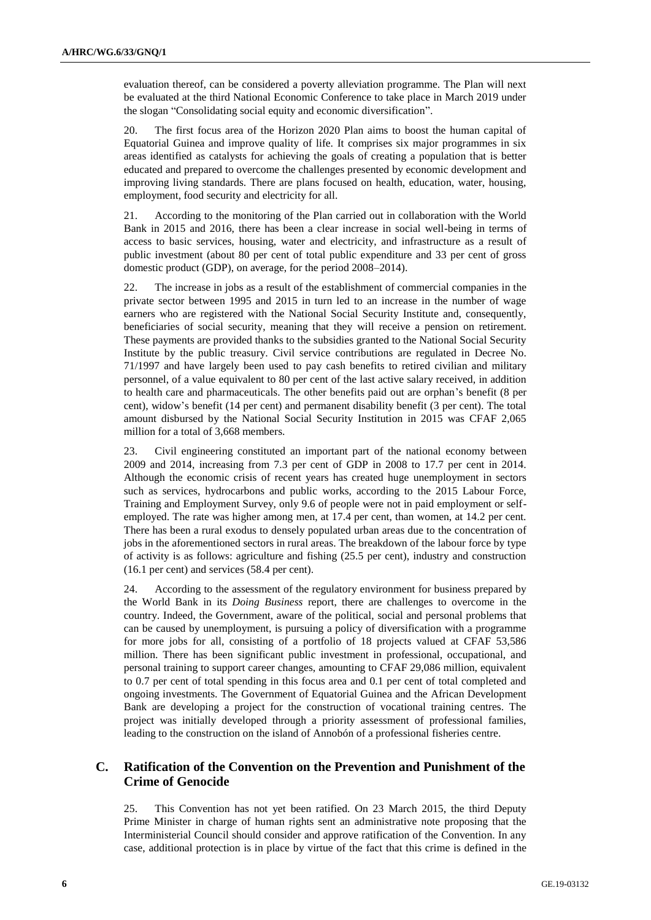evaluation thereof, can be considered a poverty alleviation programme. The Plan will next be evaluated at the third National Economic Conference to take place in March 2019 under the slogan "Consolidating social equity and economic diversification".

20. The first focus area of the Horizon 2020 Plan aims to boost the human capital of Equatorial Guinea and improve quality of life. It comprises six major programmes in six areas identified as catalysts for achieving the goals of creating a population that is better educated and prepared to overcome the challenges presented by economic development and improving living standards. There are plans focused on health, education, water, housing, employment, food security and electricity for all.

21. According to the monitoring of the Plan carried out in collaboration with the World Bank in 2015 and 2016, there has been a clear increase in social well-being in terms of access to basic services, housing, water and electricity, and infrastructure as a result of public investment (about 80 per cent of total public expenditure and 33 per cent of gross domestic product (GDP), on average, for the period 2008–2014).

22. The increase in jobs as a result of the establishment of commercial companies in the private sector between 1995 and 2015 in turn led to an increase in the number of wage earners who are registered with the National Social Security Institute and, consequently, beneficiaries of social security, meaning that they will receive a pension on retirement. These payments are provided thanks to the subsidies granted to the National Social Security Institute by the public treasury. Civil service contributions are regulated in Decree No. 71/1997 and have largely been used to pay cash benefits to retired civilian and military personnel, of a value equivalent to 80 per cent of the last active salary received, in addition to health care and pharmaceuticals. The other benefits paid out are orphan's benefit (8 per cent), widow's benefit (14 per cent) and permanent disability benefit (3 per cent). The total amount disbursed by the National Social Security Institution in 2015 was CFAF 2,065 million for a total of 3,668 members.

23. Civil engineering constituted an important part of the national economy between 2009 and 2014, increasing from 7.3 per cent of GDP in 2008 to 17.7 per cent in 2014. Although the economic crisis of recent years has created huge unemployment in sectors such as services, hydrocarbons and public works, according to the 2015 Labour Force, Training and Employment Survey, only 9.6 of people were not in paid employment or self-employed. The rate was higher among men, at 17.4 per cent, than women, at 14.2 per cent. There has been a rural exodus to densely populated urban areas due to the concentration of jobs in the aforementioned sectors in rural areas. The breakdown of the labour force by type of activity is as follows: agriculture and fishing (25.5 per cent), industry and construction (16.1 per cent) and services (58.4 per cent).

24. According to the assessment of the regulatory environment for business prepared by the World Bank in its *Doing Business* report, there are challenges to overcome in the country. Indeed, the Government, aware of the political, social and personal problems that can be caused by unemployment, is pursuing a policy of diversification with a programme for more jobs for all, consisting of a portfolio of 18 projects valued at CFAF 53,586 million. There has been significant public investment in professional, occupational, and personal training to support career changes, amounting to CFAF 29,086 million, equivalent to 0.7 per cent of total spending in this focus area and 0.1 per cent of total completed and ongoing investments. The Government of Equatorial Guinea and the African Development Bank are developing a project for the construction of vocational training centres. The project was initially developed through a priority assessment of professional families, leading to the construction on the island of Annobón of a professional fisheries centre.

## C. Ratification of the Convention on the Prevention and Punishment of the Crime of Genocide

25. This Convention has not yet been ratified. On 23 March 2015, the third Deputy Prime Minister in charge of human rights sent an administrative note proposing that the Interministerial Council should consider and approve ratification of the Convention. In any case, additional protection is in place by virtue of the fact that this crime is defined in the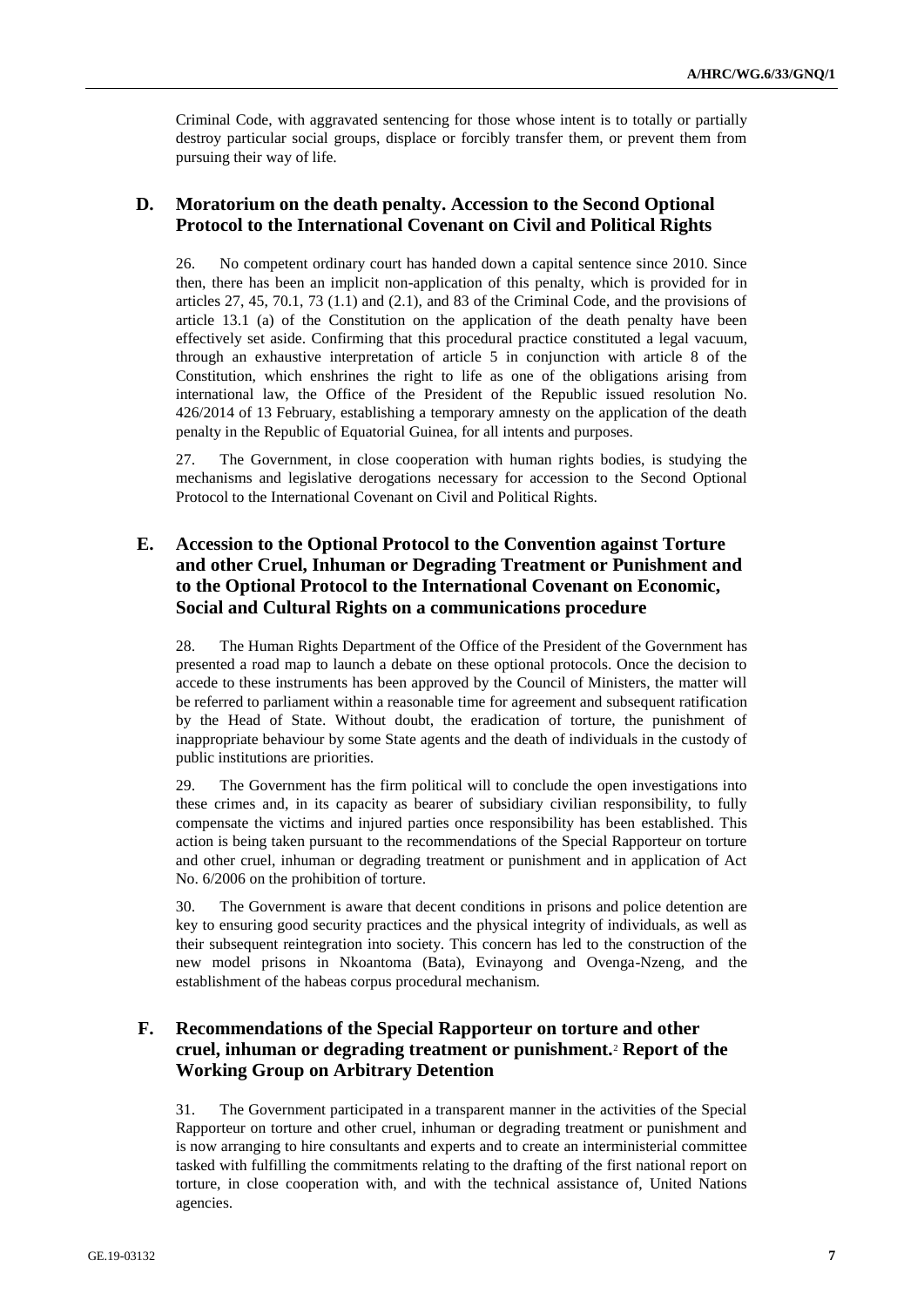Criminal Code, with aggravated sentencing for those whose intent is to totally or partially destroy particular social groups, displace or forcibly transfer them, or prevent them from pursuing their way of life.

## D. Moratorium on the death penalty. Accession to the Second Optional Protocol to the International Covenant on Civil and Political Rights

26. No competent ordinary court has handed down a capital sentence since 2010. Since then, there has been an implicit non-application of this penalty, which is provided for in articles 27, 45, 70.1, 73 (1.1) and (2.1), and 83 of the Criminal Code, and the provisions of article 13.1 (a) of the Constitution on the application of the death penalty have been effectively set aside. Confirming that this procedural practice constituted a legal vacuum, through an exhaustive interpretation of article 5 in conjunction with article 8 of the Constitution, which enshrines the right to life as one of the obligations arising from international law, the Office of the President of the Republic issued resolution No. 426/2014 of 13 February, establishing a temporary amnesty on the application of the death penalty in the Republic of Equatorial Guinea, for all intents and purposes.

27. The Government, in close cooperation with human rights bodies, is studying the mechanisms and legislative derogations necessary for accession to the Second Optional Protocol to the International Covenant on Civil and Political Rights.

## E. Accession to the Optional Protocol to the Convention against Torture and other Cruel, Inhuman or Degrading Treatment or Punishment and to the Optional Protocol to the International Covenant on Economic, Social and Cultural Rights on a communications procedure

28. The Human Rights Department of the Office of the President of the Government has presented a road map to launch a debate on these optional protocols. Once the decision to accede to these instruments has been approved by the Council of Ministers, the matter will be referred to parliament within a reasonable time for agreement and subsequent ratification by the Head of State. Without doubt, the eradication of torture, the punishment of inappropriate behaviour by some State agents and the death of individuals in the custody of public institutions are priorities.

29. The Government has the firm political will to conclude the open investigations into these crimes and, in its capacity as bearer of subsidiary civilian responsibility, to fully compensate the victims and injured parties once responsibility has been established. This action is being taken pursuant to the recommendations of the Special Rapporteur on torture and other cruel, inhuman or degrading treatment or punishment and in application of Act No. 6/2006 on the prohibition of torture.

30. The Government is aware that decent conditions in prisons and police detention are key to ensuring good security practices and the physical integrity of individuals, as well as their subsequent reintegration into society. This concern has led to the construction of the new model prisons in Nkoantoma (Bata), Evinayong and Ovenga-Nzeng, and the establishment of the habeas corpus procedural mechanism.

## F. Recommendations of the Special Rapporteur on torture and other cruel, inhuman or degrading treatment or punishment.[2] Report of the Working Group on Arbitrary Detention

31. The Government participated in a transparent manner in the activities of the Special Rapporteur on torture and other cruel, inhuman or degrading treatment or punishment and is now arranging to hire consultants and experts and to create an interministerial committee tasked with fulfilling the commitments relating to the drafting of the first national report on torture, in close cooperation with, and with the technical assistance of, United Nations agencies.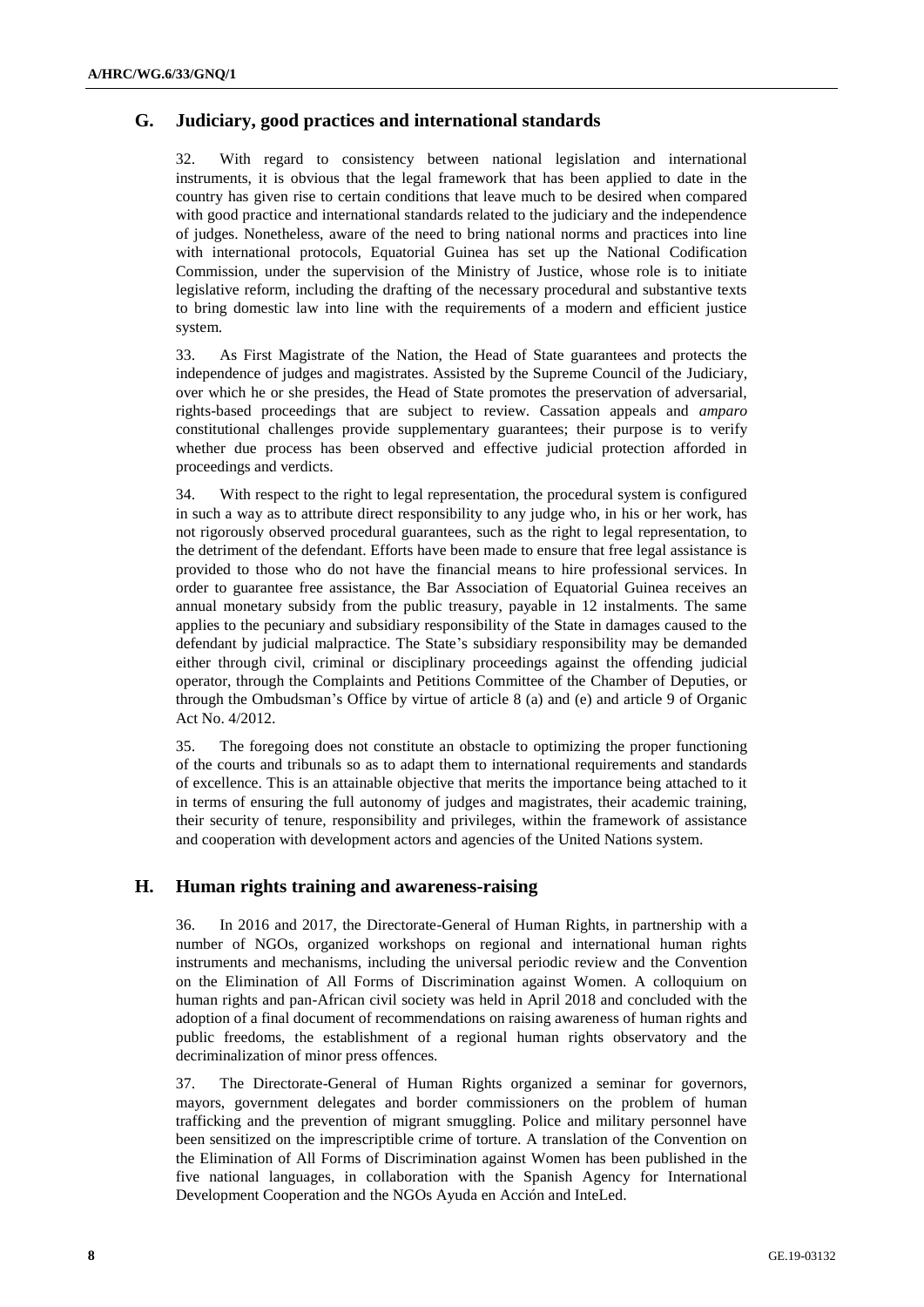## G. Judiciary, good practices and international standards

32. With regard to consistency between national legislation and international instruments, it is obvious that the legal framework that has been applied to date in the country has given rise to certain conditions that leave much to be desired when compared with good practice and international standards related to the judiciary and the independence of judges. Nonetheless, aware of the need to bring national norms and practices into line with international protocols, Equatorial Guinea has set up the National Codification Commission, under the supervision of the Ministry of Justice, whose role is to initiate legislative reform, including the drafting of the necessary procedural and substantive texts to bring domestic law into line with the requirements of a modern and efficient justice system.

33. As First Magistrate of the Nation, the Head of State guarantees and protects the independence of judges and magistrates. Assisted by the Supreme Council of the Judiciary, over which he or she presides, the Head of State promotes the preservation of adversarial, rights-based proceedings that are subject to review. Cassation appeals and *amparo* constitutional challenges provide supplementary guarantees; their purpose is to verify whether due process has been observed and effective judicial protection afforded in proceedings and verdicts.

34. With respect to the right to legal representation, the procedural system is configured in such a way as to attribute direct responsibility to any judge who, in his or her work, has not rigorously observed procedural guarantees, such as the right to legal representation, to the detriment of the defendant. Efforts have been made to ensure that free legal assistance is provided to those who do not have the financial means to hire professional services. In order to guarantee free assistance, the Bar Association of Equatorial Guinea receives an annual monetary subsidy from the public treasury, payable in 12 instalments. The same applies to the pecuniary and subsidiary responsibility of the State in damages caused to the defendant by judicial malpractice. The State's subsidiary responsibility may be demanded either through civil, criminal or disciplinary proceedings against the offending judicial operator, through the Complaints and Petitions Committee of the Chamber of Deputies, or through the Ombudsman's Office by virtue of article 8 (a) and (e) and article 9 of Organic Act No. 4/2012.

35. The foregoing does not constitute an obstacle to optimizing the proper functioning of the courts and tribunals so as to adapt them to international requirements and standards of excellence. This is an attainable objective that merits the importance being attached to it in terms of ensuring the full autonomy of judges and magistrates, their academic training, their security of tenure, responsibility and privileges, within the framework of assistance and cooperation with development actors and agencies of the United Nations system.

## H. Human rights training and awareness-raising

36. In 2016 and 2017, the Directorate-General of Human Rights, in partnership with a number of NGOs, organized workshops on regional and international human rights instruments and mechanisms, including the universal periodic review and the Convention on the Elimination of All Forms of Discrimination against Women. A colloquium on human rights and pan-African civil society was held in April 2018 and concluded with the adoption of a final document of recommendations on raising awareness of human rights and public freedoms, the establishment of a regional human rights observatory and the decriminalization of minor press offences.

37. The Directorate-General of Human Rights organized a seminar for governors, mayors, government delegates and border commissioners on the problem of human trafficking and the prevention of migrant smuggling. Police and military personnel have been sensitized on the imprescriptible crime of torture. A translation of the Convention on the Elimination of All Forms of Discrimination against Women has been published in the five national languages, in collaboration with the Spanish Agency for International Development Cooperation and the NGOs Ayuda en Acción and InteLed.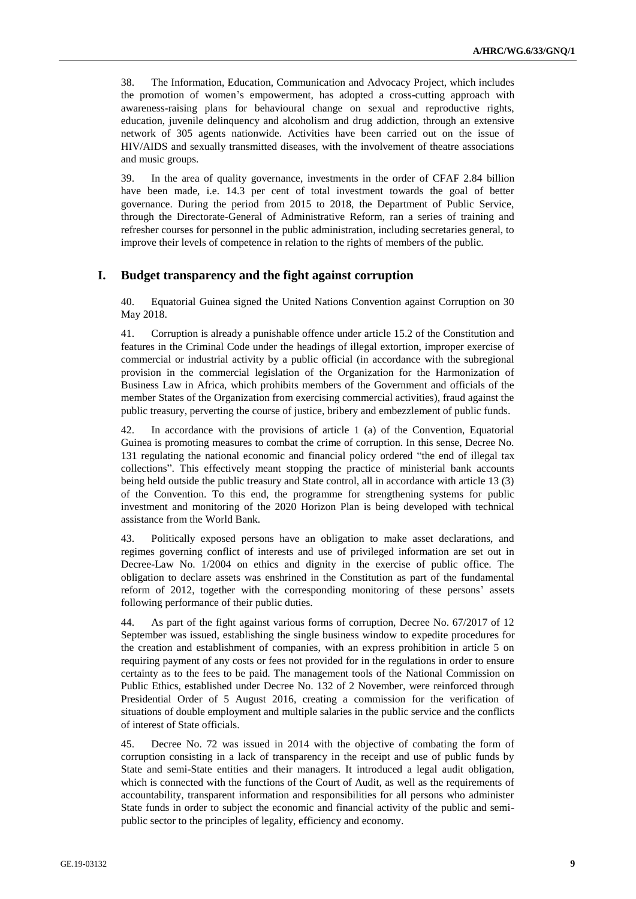38. The Information, Education, Communication and Advocacy Project, which includes the promotion of women's empowerment, has adopted a cross-cutting approach with awareness-raising plans for behavioural change on sexual and reproductive rights, education, juvenile delinquency and alcoholism and drug addiction, through an extensive network of 305 agents nationwide. Activities have been carried out on the issue of HIV/AIDS and sexually transmitted diseases, with the involvement of theatre associations and music groups.

39. In the area of quality governance, investments in the order of CFAF 2.84 billion have been made, i.e. 14.3 per cent of total investment towards the goal of better governance. During the period from 2015 to 2018, the Department of Public Service, through the Directorate-General of Administrative Reform, ran a series of training and refresher courses for personnel in the public administration, including secretaries general, to improve their levels of competence in relation to the rights of members of the public.

## I. Budget transparency and the fight against corruption

40. Equatorial Guinea signed the United Nations Convention against Corruption on 30 May 2018.

41. Corruption is already a punishable offence under article 15.2 of the Constitution and features in the Criminal Code under the headings of illegal extortion, improper exercise of commercial or industrial activity by a public official (in accordance with the subregional provision in the commercial legislation of the Organization for the Harmonization of Business Law in Africa, which prohibits members of the Government and officials of the member States of the Organization from exercising commercial activities), fraud against the public treasury, perverting the course of justice, bribery and embezzlement of public funds.

42. In accordance with the provisions of article 1 (a) of the Convention, Equatorial Guinea is promoting measures to combat the crime of corruption. In this sense, Decree No. 131 regulating the national economic and financial policy ordered "the end of illegal tax collections". This effectively meant stopping the practice of ministerial bank accounts being held outside the public treasury and State control, all in accordance with article 13 (3) of the Convention. To this end, the programme for strengthening systems for public investment and monitoring of the 2020 Horizon Plan is being developed with technical assistance from the World Bank.

43. Politically exposed persons have an obligation to make asset declarations, and regimes governing conflict of interests and use of privileged information are set out in Decree-Law No. 1/2004 on ethics and dignity in the exercise of public office. The obligation to declare assets was enshrined in the Constitution as part of the fundamental reform of 2012, together with the corresponding monitoring of these persons' assets following performance of their public duties.

44. As part of the fight against various forms of corruption, Decree No. 67/2017 of 12 September was issued, establishing the single business window to expedite procedures for the creation and establishment of companies, with an express prohibition in article 5 on requiring payment of any costs or fees not provided for in the regulations in order to ensure certainty as to the fees to be paid. The management tools of the National Commission on Public Ethics, established under Decree No. 132 of 2 November, were reinforced through Presidential Order of 5 August 2016, creating a commission for the verification of situations of double employment and multiple salaries in the public service and the conflicts of interest of State officials.

45. Decree No. 72 was issued in 2014 with the objective of combating the form of corruption consisting in a lack of transparency in the receipt and use of public funds by State and semi-State entities and their managers. It introduced a legal audit obligation, which is connected with the functions of the Court of Audit, as well as the requirements of accountability, transparent information and responsibilities for all persons who administer State funds in order to subject the economic and financial activity of the public and semi-public sector to the principles of legality, efficiency and economy.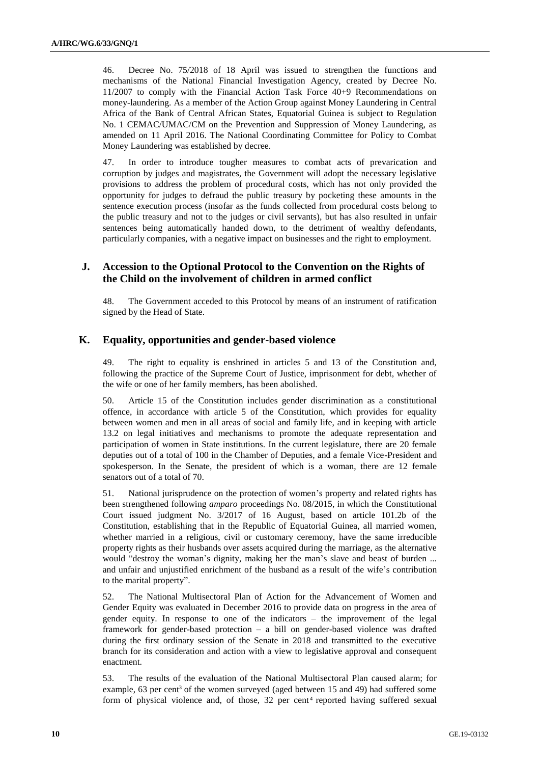46. Decree No. 75/2018 of 18 April was issued to strengthen the functions and mechanisms of the National Financial Investigation Agency, created by Decree No. 11/2007 to comply with the Financial Action Task Force 40+9 Recommendations on money-laundering. As a member of the Action Group against Money Laundering in Central Africa of the Bank of Central African States, Equatorial Guinea is subject to Regulation No. 1 CEMAC/UMAC/CM on the Prevention and Suppression of Money Laundering, as amended on 11 April 2016. The National Coordinating Committee for Policy to Combat Money Laundering was established by decree.

47. In order to introduce tougher measures to combat acts of prevarication and corruption by judges and magistrates, the Government will adopt the necessary legislative provisions to address the problem of procedural costs, which has not only provided the opportunity for judges to defraud the public treasury by pocketing these amounts in the sentence execution process (insofar as the funds collected from procedural costs belong to the public treasury and not to the judges or civil servants), but has also resulted in unfair sentences being automatically handed down, to the detriment of wealthy defendants, particularly companies, with a negative impact on businesses and the right to employment.

## J. Accession to the Optional Protocol to the Convention on the Rights of the Child on the involvement of children in armed conflict

48. The Government acceded to this Protocol by means of an instrument of ratification signed by the Head of State.

## K. Equality, opportunities and gender-based violence

49. The right to equality is enshrined in articles 5 and 13 of the Constitution and, following the practice of the Supreme Court of Justice, imprisonment for debt, whether of the wife or one of her family members, has been abolished.

50. Article 15 of the Constitution includes gender discrimination as a constitutional offence, in accordance with article 5 of the Constitution, which provides for equality between women and men in all areas of social and family life, and in keeping with article 13.2 on legal initiatives and mechanisms to promote the adequate representation and participation of women in State institutions. In the current legislature, there are 20 female deputies out of a total of 100 in the Chamber of Deputies, and a female Vice-President and spokesperson. In the Senate, the president of which is a woman, there are 12 female senators out of a total of 70.

51. National jurisprudence on the protection of women's property and related rights has been strengthened following *amparo* proceedings No. 08/2015, in which the Constitutional Court issued judgment No. 3/2017 of 16 August, based on article 101.2b of the Constitution, establishing that in the Republic of Equatorial Guinea, all married women, whether married in a religious, civil or customary ceremony, have the same irreducible property rights as their husbands over assets acquired during the marriage, as the alternative would "destroy the woman's dignity, making her the man's slave and beast of burden ... and unfair and unjustified enrichment of the husband as a result of the wife's contribution to the marital property".

52. The National Multisectoral Plan of Action for the Advancement of Women and Gender Equity was evaluated in December 2016 to provide data on progress in the area of gender equity. In response to one of the indicators – the improvement of the legal framework for gender-based protection – a bill on gender-based violence was drafted during the first ordinary session of the Senate in 2018 and transmitted to the executive branch for its consideration and action with a view to legislative approval and consequent enactment.

53. The results of the evaluation of the National Multisectoral Plan caused alarm; for example, 63 per cent[3] of the women surveyed (aged between 15 and 49) had suffered some form of physical violence and, of those, 32 per cent[4] reported having suffered sexual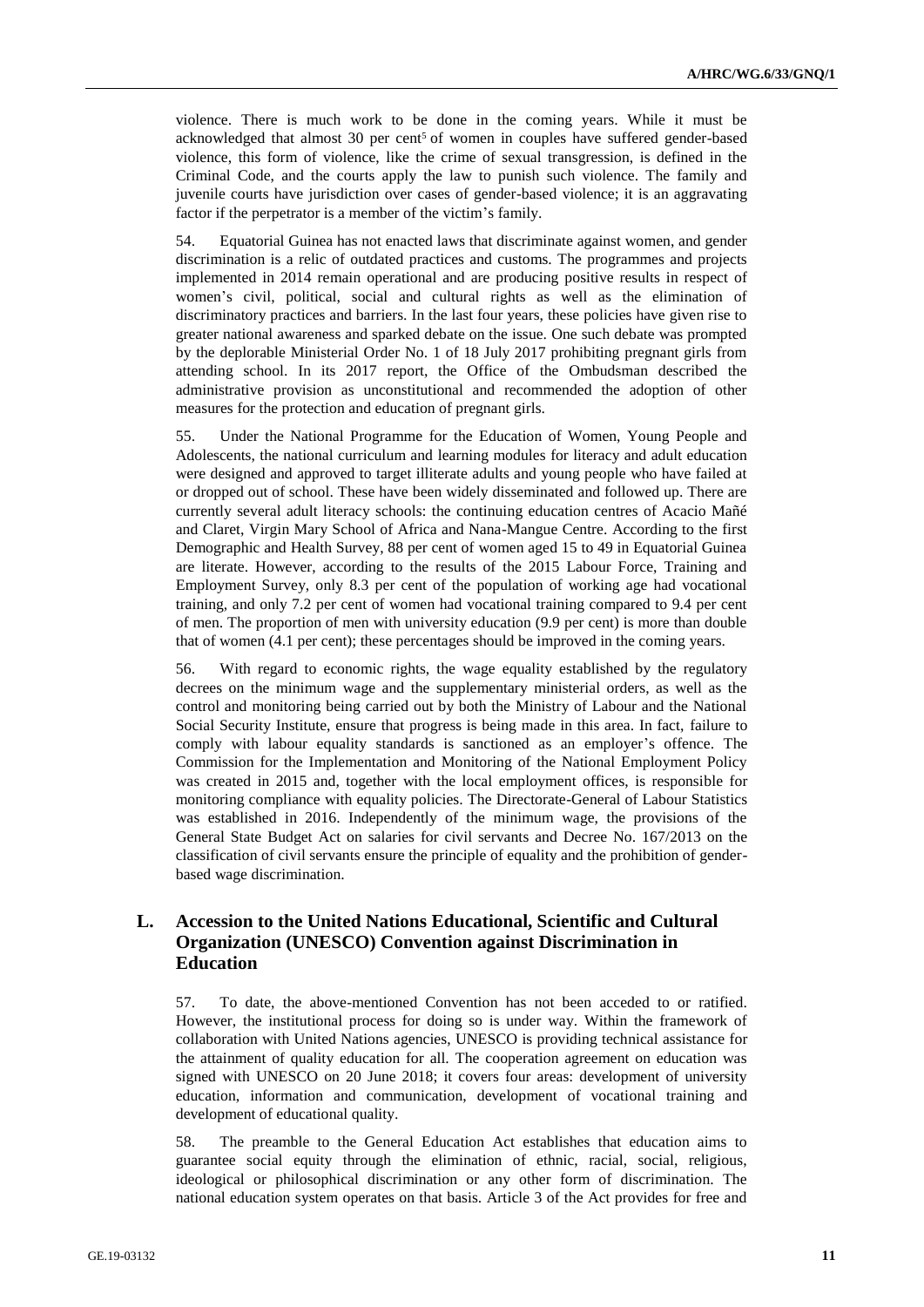violence. There is much work to be done in the coming years. While it must be acknowledged that almost 30 per cent[5] of women in couples have suffered gender-based violence, this form of violence, like the crime of sexual transgression, is defined in the Criminal Code, and the courts apply the law to punish such violence. The family and juvenile courts have jurisdiction over cases of gender-based violence; it is an aggravating factor if the perpetrator is a member of the victim's family.

54. Equatorial Guinea has not enacted laws that discriminate against women, and gender discrimination is a relic of outdated practices and customs. The programmes and projects implemented in 2014 remain operational and are producing positive results in respect of women's civil, political, social and cultural rights as well as the elimination of discriminatory practices and barriers. In the last four years, these policies have given rise to greater national awareness and sparked debate on the issue. One such debate was prompted by the deplorable Ministerial Order No. 1 of 18 July 2017 prohibiting pregnant girls from attending school. In its 2017 report, the Office of the Ombudsman described the administrative provision as unconstitutional and recommended the adoption of other measures for the protection and education of pregnant girls.

55. Under the National Programme for the Education of Women, Young People and Adolescents, the national curriculum and learning modules for literacy and adult education were designed and approved to target illiterate adults and young people who have failed at or dropped out of school. These have been widely disseminated and followed up. There are currently several adult literacy schools: the continuing education centres of Acacio Mañé and Claret, Virgin Mary School of Africa and Nana-Mangue Centre. According to the first Demographic and Health Survey, 88 per cent of women aged 15 to 49 in Equatorial Guinea are literate. However, according to the results of the 2015 Labour Force, Training and Employment Survey, only 8.3 per cent of the population of working age had vocational training, and only 7.2 per cent of women had vocational training compared to 9.4 per cent of men. The proportion of men with university education (9.9 per cent) is more than double that of women (4.1 per cent); these percentages should be improved in the coming years.

56. With regard to economic rights, the wage equality established by the regulatory decrees on the minimum wage and the supplementary ministerial orders, as well as the control and monitoring being carried out by both the Ministry of Labour and the National Social Security Institute, ensure that progress is being made in this area. In fact, failure to comply with labour equality standards is sanctioned as an employer's offence. The Commission for the Implementation and Monitoring of the National Employment Policy was created in 2015 and, together with the local employment offices, is responsible for monitoring compliance with equality policies. The Directorate-General of Labour Statistics was established in 2016. Independently of the minimum wage, the provisions of the General State Budget Act on salaries for civil servants and Decree No. 167/2013 on the classification of civil servants ensure the principle of equality and the prohibition of gender-based wage discrimination.

## L. Accession to the United Nations Educational, Scientific and Cultural Organization (UNESCO) Convention against Discrimination in Education

57. To date, the above-mentioned Convention has not been acceded to or ratified. However, the institutional process for doing so is under way. Within the framework of collaboration with United Nations agencies, UNESCO is providing technical assistance for the attainment of quality education for all. The cooperation agreement on education was signed with UNESCO on 20 June 2018; it covers four areas: development of university education, information and communication, development of vocational training and development of educational quality.

58. The preamble to the General Education Act establishes that education aims to guarantee social equity through the elimination of ethnic, racial, social, religious, ideological or philosophical discrimination or any other form of discrimination. The national education system operates on that basis. Article 3 of the Act provides for free and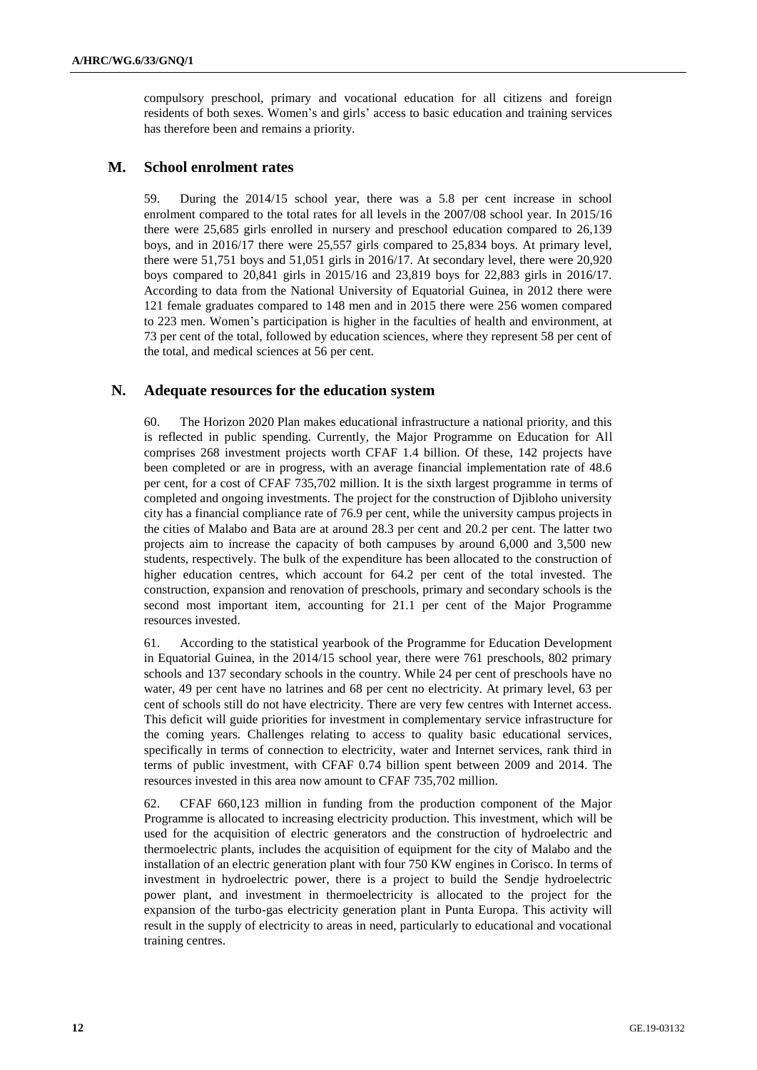compulsory preschool, primary and vocational education for all citizens and foreign residents of both sexes. Women's and girls' access to basic education and training services has therefore been and remains a priority.

## M. School enrolment rates

59. During the 2014/15 school year, there was a 5.8 per cent increase in school enrolment compared to the total rates for all levels in the 2007/08 school year. In 2015/16 there were 25,685 girls enrolled in nursery and preschool education compared to 26,139 boys, and in 2016/17 there were 25,557 girls compared to 25,834 boys. At primary level, there were 51,751 boys and 51,051 girls in 2016/17. At secondary level, there were 20,920 boys compared to 20,841 girls in 2015/16 and 23,819 boys for 22,883 girls in 2016/17. According to data from the National University of Equatorial Guinea, in 2012 there were 121 female graduates compared to 148 men and in 2015 there were 256 women compared to 223 men. Women's participation is higher in the faculties of health and environment, at 73 per cent of the total, followed by education sciences, where they represent 58 per cent of the total, and medical sciences at 56 per cent.

## N. Adequate resources for the education system

60. The Horizon 2020 Plan makes educational infrastructure a national priority, and this is reflected in public spending. Currently, the Major Programme on Education for All comprises 268 investment projects worth CFAF 1.4 billion. Of these, 142 projects have been completed or are in progress, with an average financial implementation rate of 48.6 per cent, for a cost of CFAF 735,702 million. It is the sixth largest programme in terms of completed and ongoing investments. The project for the construction of Djibloho university city has a financial compliance rate of 76.9 per cent, while the university campus projects in the cities of Malabo and Bata are at around 28.3 per cent and 20.2 per cent. The latter two projects aim to increase the capacity of both campuses by around 6,000 and 3,500 new students, respectively. The bulk of the expenditure has been allocated to the construction of higher education centres, which account for 64.2 per cent of the total invested. The construction, expansion and renovation of preschools, primary and secondary schools is the second most important item, accounting for 21.1 per cent of the Major Programme resources invested.

61. According to the statistical yearbook of the Programme for Education Development in Equatorial Guinea, in the 2014/15 school year, there were 761 preschools, 802 primary schools and 137 secondary schools in the country. While 24 per cent of preschools have no water, 49 per cent have no latrines and 68 per cent no electricity. At primary level, 63 per cent of schools still do not have electricity. There are very few centres with Internet access. This deficit will guide priorities for investment in complementary service infrastructure for the coming years. Challenges relating to access to quality basic educational services, specifically in terms of connection to electricity, water and Internet services, rank third in terms of public investment, with CFAF 0.74 billion spent between 2009 and 2014. The resources invested in this area now amount to CFAF 735,702 million.

62. CFAF 660,123 million in funding from the production component of the Major Programme is allocated to increasing electricity production. This investment, which will be used for the acquisition of electric generators and the construction of hydroelectric and thermoelectric plants, includes the acquisition of equipment for the city of Malabo and the installation of an electric generation plant with four 750 KW engines in Corisco. In terms of investment in hydroelectric power, there is a project to build the Sendje hydroelectric power plant, and investment in thermoelectricity is allocated to the project for the expansion of the turbo-gas electricity generation plant in Punta Europa. This activity will result in the supply of electricity to areas in need, particularly to educational and vocational training centres.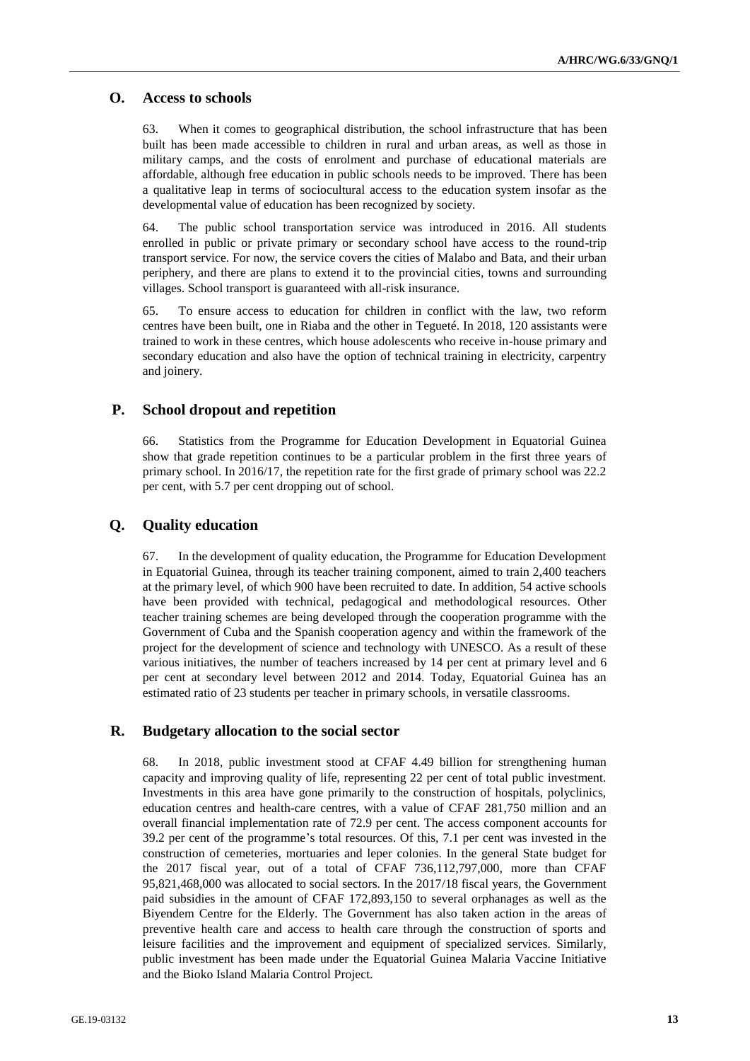## O. Access to schools

63. When it comes to geographical distribution, the school infrastructure that has been built has been made accessible to children in rural and urban areas, as well as those in military camps, and the costs of enrolment and purchase of educational materials are affordable, although free education in public schools needs to be improved. There has been a qualitative leap in terms of sociocultural access to the education system insofar as the developmental value of education has been recognized by society.

64. The public school transportation service was introduced in 2016. All students enrolled in public or private primary or secondary school have access to the round-trip transport service. For now, the service covers the cities of Malabo and Bata, and their urban periphery, and there are plans to extend it to the provincial cities, towns and surrounding villages. School transport is guaranteed with all-risk insurance.

65. To ensure access to education for children in conflict with the law, two reform centres have been built, one in Riaba and the other in Tegueté. In 2018, 120 assistants were trained to work in these centres, which house adolescents who receive in-house primary and secondary education and also have the option of technical training in electricity, carpentry and joinery.

## P. School dropout and repetition

66. Statistics from the Programme for Education Development in Equatorial Guinea show that grade repetition continues to be a particular problem in the first three years of primary school. In 2016/17, the repetition rate for the first grade of primary school was 22.2 per cent, with 5.7 per cent dropping out of school.

## Q. Quality education

67. In the development of quality education, the Programme for Education Development in Equatorial Guinea, through its teacher training component, aimed to train 2,400 teachers at the primary level, of which 900 have been recruited to date. In addition, 54 active schools have been provided with technical, pedagogical and methodological resources. Other teacher training schemes are being developed through the cooperation programme with the Government of Cuba and the Spanish cooperation agency and within the framework of the project for the development of science and technology with UNESCO. As a result of these various initiatives, the number of teachers increased by 14 per cent at primary level and 6 per cent at secondary level between 2012 and 2014. Today, Equatorial Guinea has an estimated ratio of 23 students per teacher in primary schools, in versatile classrooms.

## R. Budgetary allocation to the social sector

68. In 2018, public investment stood at CFAF 4.49 billion for strengthening human capacity and improving quality of life, representing 22 per cent of total public investment. Investments in this area have gone primarily to the construction of hospitals, polyclinics, education centres and health-care centres, with a value of CFAF 281,750 million and an overall financial implementation rate of 72.9 per cent. The access component accounts for 39.2 per cent of the programme's total resources. Of this, 7.1 per cent was invested in the construction of cemeteries, mortuaries and leper colonies. In the general State budget for the 2017 fiscal year, out of a total of CFAF 736,112,797,000, more than CFAF 95,821,468,000 was allocated to social sectors. In the 2017/18 fiscal years, the Government paid subsidies in the amount of CFAF 172,893,150 to several orphanages as well as the Biyendem Centre for the Elderly. The Government has also taken action in the areas of preventive health care and access to health care through the construction of sports and leisure facilities and the improvement and equipment of specialized services. Similarly, public investment has been made under the Equatorial Guinea Malaria Vaccine Initiative and the Bioko Island Malaria Control Project.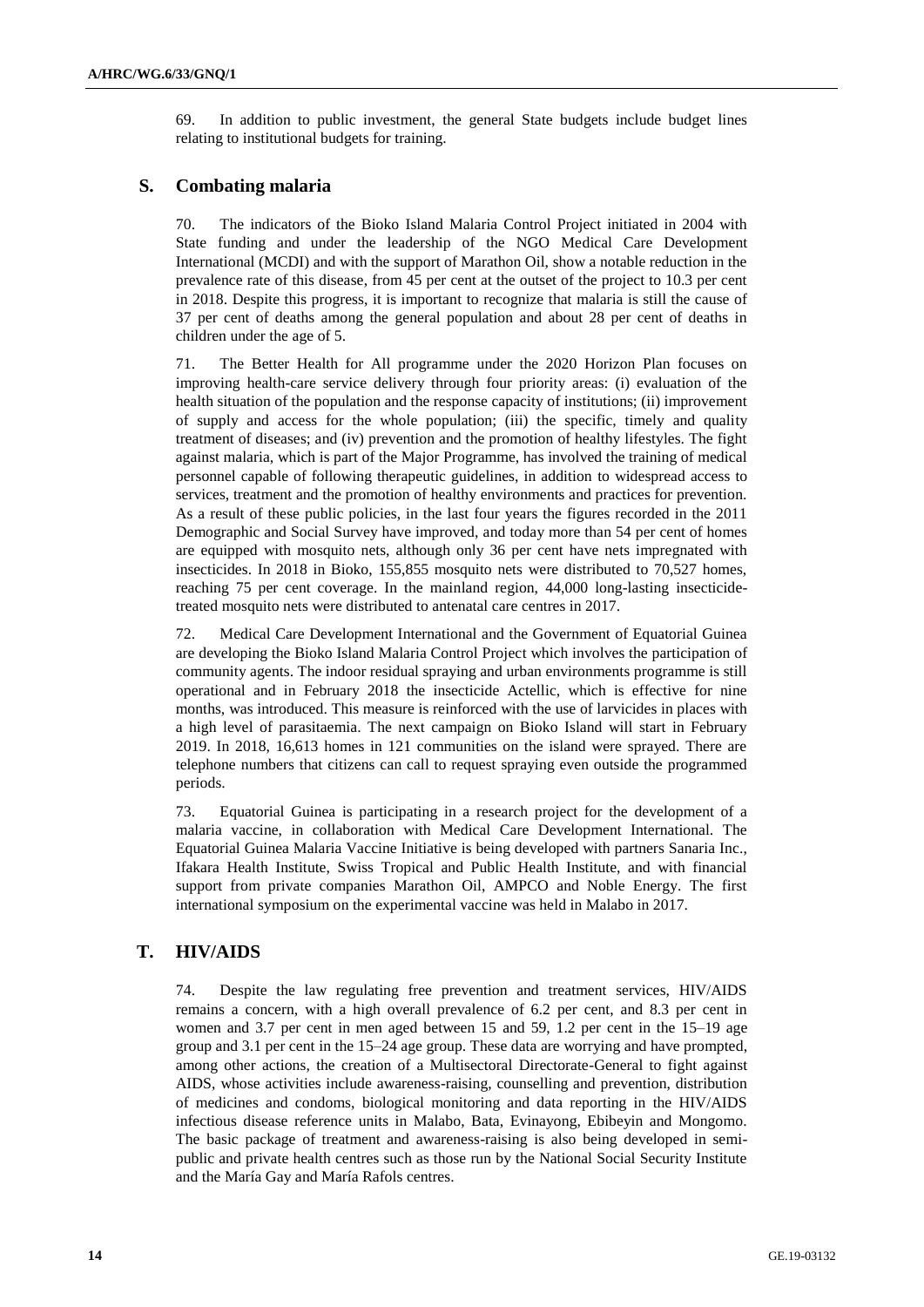69. In addition to public investment, the general State budgets include budget lines relating to institutional budgets for training.

## S. Combating malaria

70. The indicators of the Bioko Island Malaria Control Project initiated in 2004 with State funding and under the leadership of the NGO Medical Care Development International (MCDI) and with the support of Marathon Oil, show a notable reduction in the prevalence rate of this disease, from 45 per cent at the outset of the project to 10.3 per cent in 2018. Despite this progress, it is important to recognize that malaria is still the cause of 37 per cent of deaths among the general population and about 28 per cent of deaths in children under the age of 5.

71. The Better Health for All programme under the 2020 Horizon Plan focuses on improving health-care service delivery through four priority areas: (i) evaluation of the health situation of the population and the response capacity of institutions; (ii) improvement of supply and access for the whole population; (iii) the specific, timely and quality treatment of diseases; and (iv) prevention and the promotion of healthy lifestyles. The fight against malaria, which is part of the Major Programme, has involved the training of medical personnel capable of following therapeutic guidelines, in addition to widespread access to services, treatment and the promotion of healthy environments and practices for prevention. As a result of these public policies, in the last four years the figures recorded in the 2011 Demographic and Social Survey have improved, and today more than 54 per cent of homes are equipped with mosquito nets, although only 36 per cent have nets impregnated with insecticides. In 2018 in Bioko, 155,855 mosquito nets were distributed to 70,527 homes, reaching 75 per cent coverage. In the mainland region, 44,000 long-lasting insecticide-treated mosquito nets were distributed to antenatal care centres in 2017.

72. Medical Care Development International and the Government of Equatorial Guinea are developing the Bioko Island Malaria Control Project which involves the participation of community agents. The indoor residual spraying and urban environments programme is still operational and in February 2018 the insecticide Actellic, which is effective for nine months, was introduced. This measure is reinforced with the use of larvicides in places with a high level of parasitaemia. The next campaign on Bioko Island will start in February 2019. In 2018, 16,613 homes in 121 communities on the island were sprayed. There are telephone numbers that citizens can call to request spraying even outside the programmed periods.

73. Equatorial Guinea is participating in a research project for the development of a malaria vaccine, in collaboration with Medical Care Development International. The Equatorial Guinea Malaria Vaccine Initiative is being developed with partners Sanaria Inc., Ifakara Health Institute, Swiss Tropical and Public Health Institute, and with financial support from private companies Marathon Oil, AMPCO and Noble Energy. The first international symposium on the experimental vaccine was held in Malabo in 2017.

## T. HIV/AIDS

74. Despite the law regulating free prevention and treatment services, HIV/AIDS remains a concern, with a high overall prevalence of 6.2 per cent, and 8.3 per cent in women and 3.7 per cent in men aged between 15 and 59, 1.2 per cent in the 15–19 age group and 3.1 per cent in the 15–24 age group. These data are worrying and have prompted, among other actions, the creation of a Multisectoral Directorate-General to fight against AIDS, whose activities include awareness-raising, counselling and prevention, distribution of medicines and condoms, biological monitoring and data reporting in the HIV/AIDS infectious disease reference units in Malabo, Bata, Evinayong, Ebibeyin and Mongomo. The basic package of treatment and awareness-raising is also being developed in semi-public and private health centres such as those run by the National Social Security Institute and the María Gay and María Rafols centres.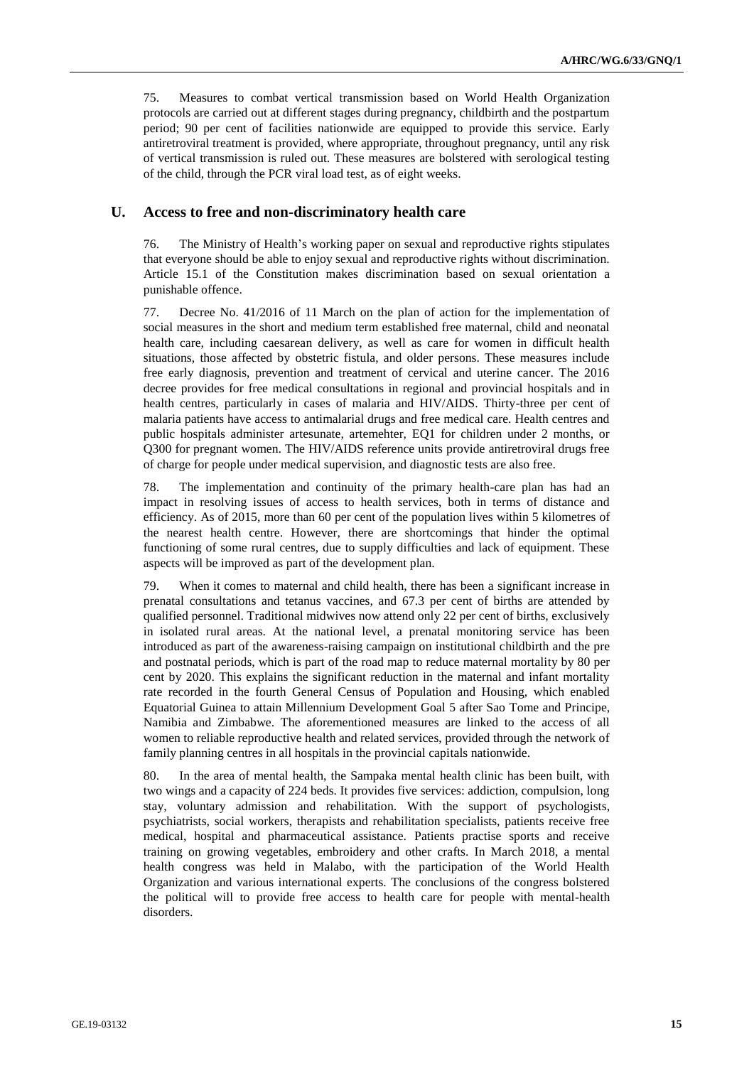75. Measures to combat vertical transmission based on World Health Organization protocols are carried out at different stages during pregnancy, childbirth and the postpartum period; 90 per cent of facilities nationwide are equipped to provide this service. Early antiretroviral treatment is provided, where appropriate, throughout pregnancy, until any risk of vertical transmission is ruled out. These measures are bolstered with serological testing of the child, through the PCR viral load test, as of eight weeks.

## U. Access to free and non-discriminatory health care

76. The Ministry of Health's working paper on sexual and reproductive rights stipulates that everyone should be able to enjoy sexual and reproductive rights without discrimination. Article 15.1 of the Constitution makes discrimination based on sexual orientation a punishable offence.

77. Decree No. 41/2016 of 11 March on the plan of action for the implementation of social measures in the short and medium term established free maternal, child and neonatal health care, including caesarean delivery, as well as care for women in difficult health situations, those affected by obstetric fistula, and older persons. These measures include free early diagnosis, prevention and treatment of cervical and uterine cancer. The 2016 decree provides for free medical consultations in regional and provincial hospitals and in health centres, particularly in cases of malaria and HIV/AIDS. Thirty-three per cent of malaria patients have access to antimalarial drugs and free medical care. Health centres and public hospitals administer artesunate, artemehter, EQ1 for children under 2 months, or Q300 for pregnant women. The HIV/AIDS reference units provide antiretroviral drugs free of charge for people under medical supervision, and diagnostic tests are also free.

78. The implementation and continuity of the primary health-care plan has had an impact in resolving issues of access to health services, both in terms of distance and efficiency. As of 2015, more than 60 per cent of the population lives within 5 kilometres of the nearest health centre. However, there are shortcomings that hinder the optimal functioning of some rural centres, due to supply difficulties and lack of equipment. These aspects will be improved as part of the development plan.

79. When it comes to maternal and child health, there has been a significant increase in prenatal consultations and tetanus vaccines, and 67.3 per cent of births are attended by qualified personnel. Traditional midwives now attend only 22 per cent of births, exclusively in isolated rural areas. At the national level, a prenatal monitoring service has been introduced as part of the awareness-raising campaign on institutional childbirth and the pre and postnatal periods, which is part of the road map to reduce maternal mortality by 80 per cent by 2020. This explains the significant reduction in the maternal and infant mortality rate recorded in the fourth General Census of Population and Housing, which enabled Equatorial Guinea to attain Millennium Development Goal 5 after Sao Tome and Principe, Namibia and Zimbabwe. The aforementioned measures are linked to the access of all women to reliable reproductive health and related services, provided through the network of family planning centres in all hospitals in the provincial capitals nationwide.

80. In the area of mental health, the Sampaka mental health clinic has been built, with two wings and a capacity of 224 beds. It provides five services: addiction, compulsion, long stay, voluntary admission and rehabilitation. With the support of psychologists, psychiatrists, social workers, therapists and rehabilitation specialists, patients receive free medical, hospital and pharmaceutical assistance. Patients practise sports and receive training on growing vegetables, embroidery and other crafts. In March 2018, a mental health congress was held in Malabo, with the participation of the World Health Organization and various international experts. The conclusions of the congress bolstered the political will to provide free access to health care for people with mental-health disorders.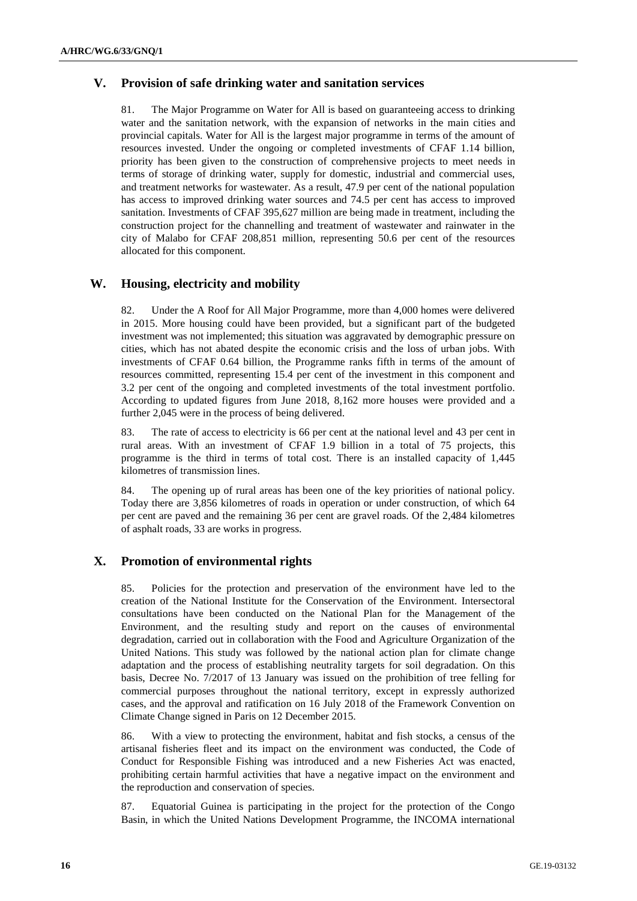## V. Provision of safe drinking water and sanitation services

81. The Major Programme on Water for All is based on guaranteeing access to drinking water and the sanitation network, with the expansion of networks in the main cities and provincial capitals. Water for All is the largest major programme in terms of the amount of resources invested. Under the ongoing or completed investments of CFAF 1.14 billion, priority has been given to the construction of comprehensive projects to meet needs in terms of storage of drinking water, supply for domestic, industrial and commercial uses, and treatment networks for wastewater. As a result, 47.9 per cent of the national population has access to improved drinking water sources and 74.5 per cent has access to improved sanitation. Investments of CFAF 395,627 million are being made in treatment, including the construction project for the channelling and treatment of wastewater and rainwater in the city of Malabo for CFAF 208,851 million, representing 50.6 per cent of the resources allocated for this component.

## W. Housing, electricity and mobility

82. Under the A Roof for All Major Programme, more than 4,000 homes were delivered in 2015. More housing could have been provided, but a significant part of the budgeted investment was not implemented; this situation was aggravated by demographic pressure on cities, which has not abated despite the economic crisis and the loss of urban jobs. With investments of CFAF 0.64 billion, the Programme ranks fifth in terms of the amount of resources committed, representing 15.4 per cent of the investment in this component and 3.2 per cent of the ongoing and completed investments of the total investment portfolio. According to updated figures from June 2018, 8,162 more houses were provided and a further 2,045 were in the process of being delivered.

83. The rate of access to electricity is 66 per cent at the national level and 43 per cent in rural areas. With an investment of CFAF 1.9 billion in a total of 75 projects, this programme is the third in terms of total cost. There is an installed capacity of 1,445 kilometres of transmission lines.

84. The opening up of rural areas has been one of the key priorities of national policy. Today there are 3,856 kilometres of roads in operation or under construction, of which 64 per cent are paved and the remaining 36 per cent are gravel roads. Of the 2,484 kilometres of asphalt roads, 33 are works in progress.

## X. Promotion of environmental rights

85. Policies for the protection and preservation of the environment have led to the creation of the National Institute for the Conservation of the Environment. Intersectoral consultations have been conducted on the National Plan for the Management of the Environment, and the resulting study and report on the causes of environmental degradation, carried out in collaboration with the Food and Agriculture Organization of the United Nations. This study was followed by the national action plan for climate change adaptation and the process of establishing neutrality targets for soil degradation. On this basis, Decree No. 7/2017 of 13 January was issued on the prohibition of tree felling for commercial purposes throughout the national territory, except in expressly authorized cases, and the approval and ratification on 16 July 2018 of the Framework Convention on Climate Change signed in Paris on 12 December 2015.

86. With a view to protecting the environment, habitat and fish stocks, a census of the artisanal fisheries fleet and its impact on the environment was conducted, the Code of Conduct for Responsible Fishing was introduced and a new Fisheries Act was enacted, prohibiting certain harmful activities that have a negative impact on the environment and the reproduction and conservation of species.

87. Equatorial Guinea is participating in the project for the protection of the Congo Basin, in which the United Nations Development Programme, the INCOMA international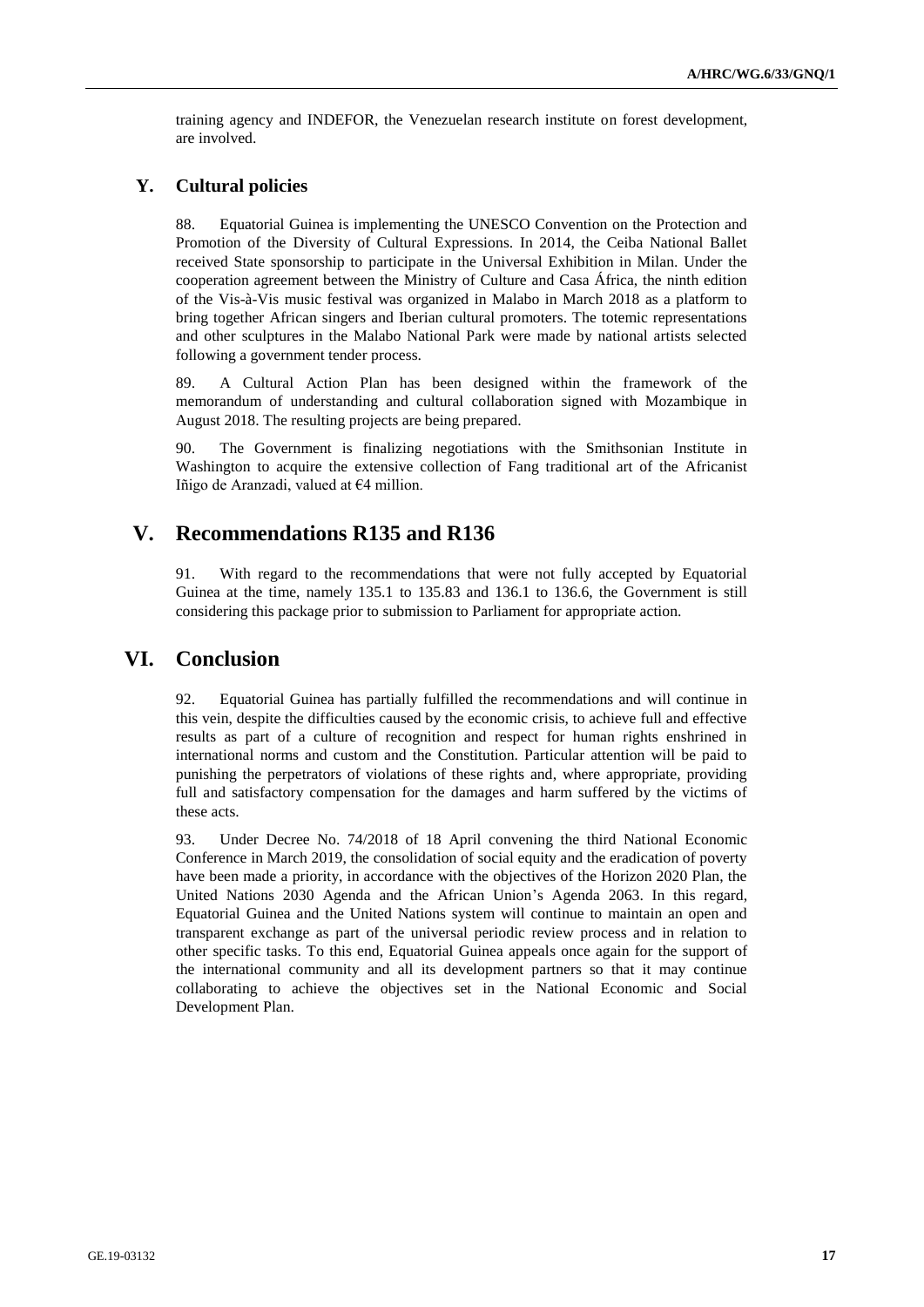training agency and INDEFOR, the Venezuelan research institute on forest development, are involved.

### Y. Cultural policies

88. Equatorial Guinea is implementing the UNESCO Convention on the Protection and Promotion of the Diversity of Cultural Expressions. In 2014, the Ceiba National Ballet received State sponsorship to participate in the Universal Exhibition in Milan. Under the cooperation agreement between the Ministry of Culture and Casa África, the ninth edition of the Vis-à-Vis music festival was organized in Malabo in March 2018 as a platform to bring together African singers and Iberian cultural promoters. The totemic representations and other sculptures in the Malabo National Park were made by national artists selected following a government tender process.

89. A Cultural Action Plan has been designed within the framework of the memorandum of understanding and cultural collaboration signed with Mozambique in August 2018. The resulting projects are being prepared.

90. The Government is finalizing negotiations with the Smithsonian Institute in Washington to acquire the extensive collection of Fang traditional art of the Africanist Iñigo de Aranzadi, valued at €4 million.

## V. Recommendations R135 and R136

91. With regard to the recommendations that were not fully accepted by Equatorial Guinea at the time, namely 135.1 to 135.83 and 136.1 to 136.6, the Government is still considering this package prior to submission to Parliament for appropriate action.

## VI. Conclusion

92. Equatorial Guinea has partially fulfilled the recommendations and will continue in this vein, despite the difficulties caused by the economic crisis, to achieve full and effective results as part of a culture of recognition and respect for human rights enshrined in international norms and custom and the Constitution. Particular attention will be paid to punishing the perpetrators of violations of these rights and, where appropriate, providing full and satisfactory compensation for the damages and harm suffered by the victims of these acts.

93. Under Decree No. 74/2018 of 18 April convening the third National Economic Conference in March 2019, the consolidation of social equity and the eradication of poverty have been made a priority, in accordance with the objectives of the Horizon 2020 Plan, the United Nations 2030 Agenda and the African Union's Agenda 2063. In this regard, Equatorial Guinea and the United Nations system will continue to maintain an open and transparent exchange as part of the universal periodic review process and in relation to other specific tasks. To this end, Equatorial Guinea appeals once again for the support of the international community and all its development partners so that it may continue collaborating to achieve the objectives set in the National Economic and Social Development Plan.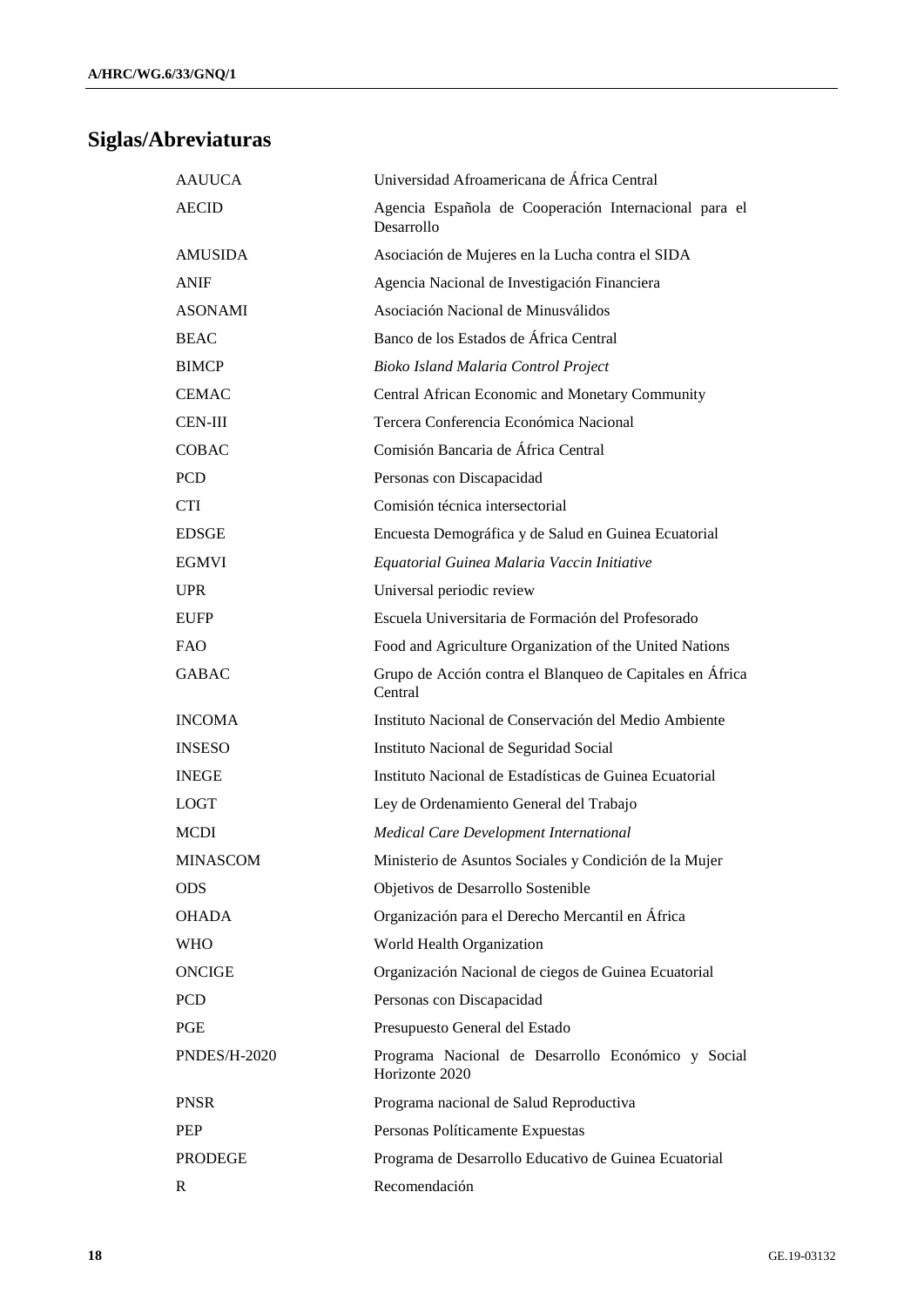## Siglas/Abreviaturas

| | |
|---|---|
| AAUUCA | Universidad Afroamericana de África Central |
| AECID | Agencia Española de Cooperación Internacional para el Desarrollo |
| AMUSIDA | Asociación de Mujeres en la Lucha contra el SIDA |
| ANIF | Agencia Nacional de Investigación Financiera |
| ASONAMI | Asociación Nacional de Minusválidos |
| BEAC | Banco de los Estados de África Central |
| BIMCP | *Bioko Island Malaria Control Project* |
| CEMAC | Central African Economic and Monetary Community |
| CEN-III | Tercera Conferencia Económica Nacional |
| COBAC | Comisión Bancaria de África Central |
| PCD | Personas con Discapacidad |
| CTI | Comisión técnica intersectorial |
| EDSGE | Encuesta Demográfica y de Salud en Guinea Ecuatorial |
| EGMVI | *Equatorial Guinea Malaria Vaccin Initiative* |
| UPR | Universal periodic review |
| EUFP | Escuela Universitaria de Formación del Profesorado |
| FAO | Food and Agriculture Organization of the United Nations |
| GABAC | Grupo de Acción contra el Blanqueo de Capitales en África Central |
| INCOMA | Instituto Nacional de Conservación del Medio Ambiente |
| INSESO | Instituto Nacional de Seguridad Social |
| INEGE | Instituto Nacional de Estadísticas de Guinea Ecuatorial |
| LOGT | Ley de Ordenamiento General del Trabajo |
| MCDI | *Medical Care Development International* |
| MINASCOM | Ministerio de Asuntos Sociales y Condición de la Mujer |
| ODS | Objetivos de Desarrollo Sostenible |
| OHADA | Organización para el Derecho Mercantil en África |
| WHO | World Health Organization |
| ONCIGE | Organización Nacional de ciegos de Guinea Ecuatorial |
| PCD | Personas con Discapacidad |
| PGE | Presupuesto General del Estado |
| PNDES/H-2020 | Programa Nacional de Desarrollo Económico y Social Horizonte 2020 |
| PNSR | Programa nacional de Salud Reproductiva |
| PEP | Personas Políticamente Expuestas |
| PRODEGE | Programa de Desarrollo Educativo de Guinea Ecuatorial |
| R | Recomendación |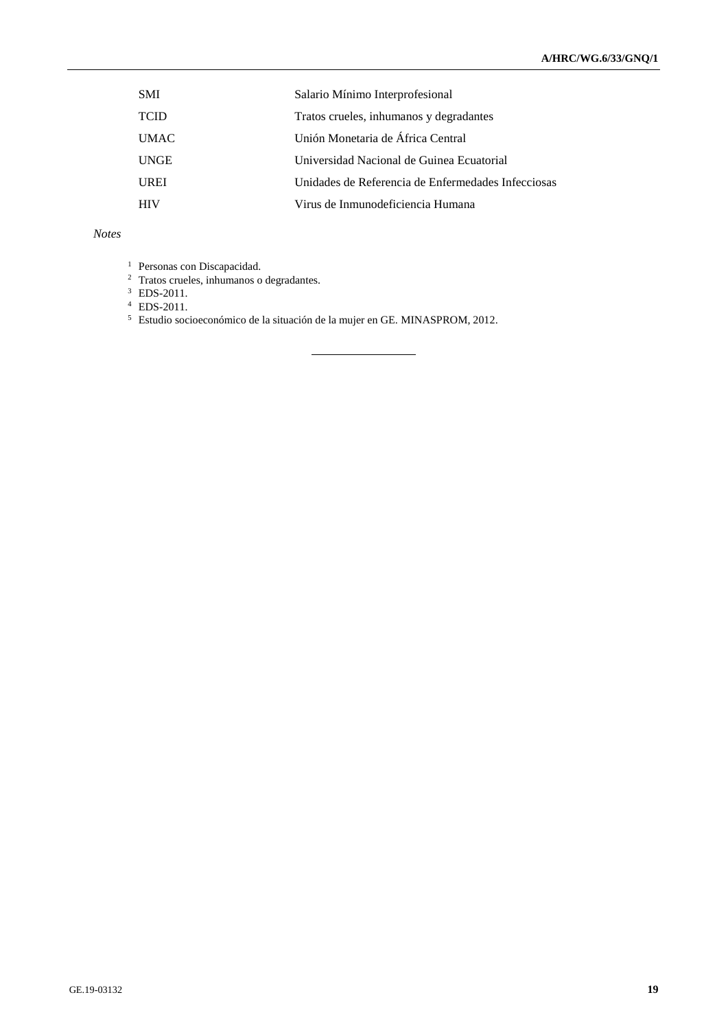| | |
|---|---|
| SMI | Salario Mínimo Interprofesional |
| TCID | Tratos crueles, inhumanos y degradantes |
| UMAC | Unión Monetaria de África Central |
| UNGE | Universidad Nacional de Guinea Ecuatorial |
| UREI | Unidades de Referencia de Enfermedades Infecciosas |
| HIV | Virus de Inmunodeficiencia Humana |

*Notes*

[1] Personas con Discapacidad.
[2] Tratos crueles, inhumanos o degradantes.
[3] EDS-2011.
[4] EDS-2011.
[5] Estudio socioeconómico de la situación de la mujer en GE. MINASPROM, 2012.